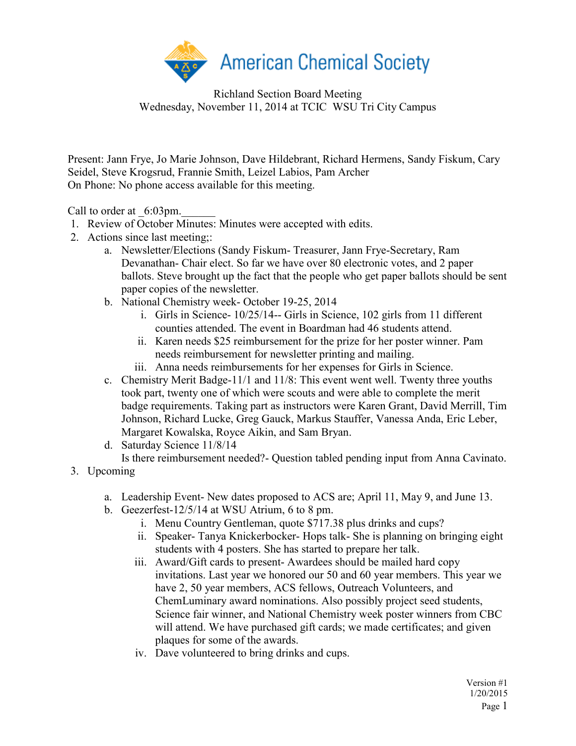American Chemical Society

Richland Section Board Meeting
Wednesday, November 11, 2014 at TCIC WSU Tri City Campus

Present: Jann Frye, Jo Marie Johnson, Dave Hildebrant, Richard Hermens, Sandy Fiskum, Cary Seidel, Steve Krogsrud, Frannie Smith, Leizel Labios, Pam Archer
On Phone: No phone access available for this meeting.

Call to order at _6:03pm.______

1. Review of October Minutes: Minutes were accepted with edits.
2. Actions since last meeting;:
   a. Newsletter/Elections (Sandy Fiskum- Treasurer, Jann Frye-Secretary, Ram Devanathan- Chair elect. So far we have over 80 electronic votes, and 2 paper ballots. Steve brought up the fact that the people who get paper ballots should be sent paper copies of the newsletter.
   b. National Chemistry week- October 19-25, 2014
      i. Girls in Science- 10/25/14-- Girls in Science, 102 girls from 11 different counties attended. The event in Boardman had 46 students attend.
      ii. Karen needs $25 reimbursement for the prize for her poster winner. Pam needs reimbursement for newsletter printing and mailing.
      iii. Anna needs reimbursements for her expenses for Girls in Science.
   c. Chemistry Merit Badge-11/1 and 11/8: This event went well. Twenty three youths took part, twenty one of which were scouts and were able to complete the merit badge requirements. Taking part as instructors were Karen Grant, David Merrill, Tim Johnson, Richard Lucke, Greg Gauck, Markus Stauffer, Vanessa Anda, Eric Leber, Margaret Kowalska, Royce Aikin, and Sam Bryan.
   d. Saturday Science 11/8/14
      Is there reimbursement needed?- Question tabled pending input from Anna Cavinato.
3. Upcoming
   a. Leadership Event- New dates proposed to ACS are; April 11, May 9, and June 13.
   b. Geezerfest-12/5/14 at WSU Atrium, 6 to 8 pm.
      i. Menu Country Gentleman, quote $717.38 plus drinks and cups?
      ii. Speaker- Tanya Knickerbocker- Hops talk- She is planning on bringing eight students with 4 posters. She has started to prepare her talk.
      iii. Award/Gift cards to present- Awardees should be mailed hard copy invitations. Last year we honored our 50 and 60 year members. This year we have 2, 50 year members, ACS fellows, Outreach Volunteers, and ChemLuminary award nominations. Also possibly project seed students, Science fair winner, and National Chemistry week poster winners from CBC will attend. We have purchased gift cards; we made certificates; and given plaques for some of the awards.
      iv. Dave volunteered to bring drinks and cups.

Version #1
1/20/2015